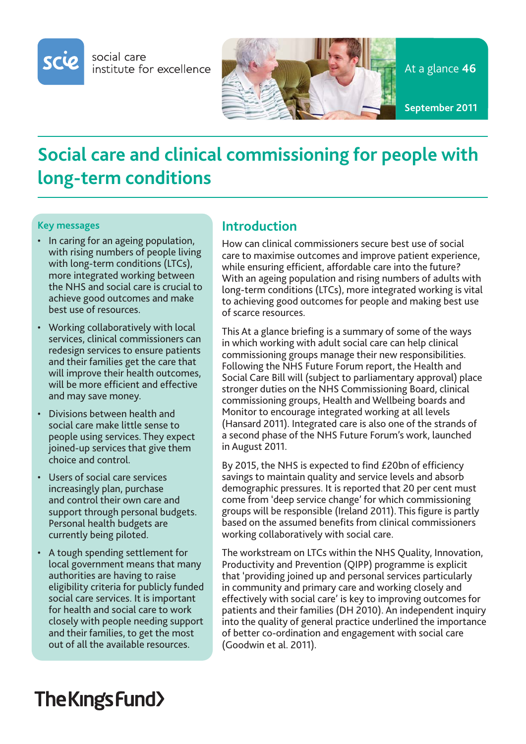social care institute for excellence

At a glance **46**

**September 2011**

# Social care and clinical commissioning for people with long-term conditions

### Key messages

- In caring for an ageing population, with rising numbers of people living with long-term conditions (LTCs), more integrated working between the NHS and social care is crucial to achieve good outcomes and make best use of resources.
- Working collaboratively with local services, clinical commissioners can redesign services to ensure patients and their families get the care that will improve their health outcomes, will be more efficient and effective and may save money.
- Divisions between health and social care make little sense to people using services. They expect joined-up services that give them choice and control.
- Users of social care services increasingly plan, purchase and control their own care and support through personal budgets. Personal health budgets are currently being piloted.
- A tough spending settlement for local government means that many authorities are having to raise eligibility criteria for publicly funded social care services. It is important for health and social care to work closely with people needing support and their families, to get the most out of all the available resources.

## Introduction

How can clinical commissioners secure best use of social care to maximise outcomes and improve patient experience, while ensuring efficient, affordable care into the future? With an ageing population and rising numbers of adults with long-term conditions (LTCs), more integrated working is vital to achieving good outcomes for people and making best use of scarce resources.

This At a glance briefing is a summary of some of the ways in which working with adult social care can help clinical commissioning groups manage their new responsibilities. Following the NHS Future Forum report, the Health and Social Care Bill will (subject to parliamentary approval) place stronger duties on the NHS Commissioning Board, clinical commissioning groups, Health and Wellbeing boards and Monitor to encourage integrated working at all levels (Hansard 2011). Integrated care is also one of the strands of a second phase of the NHS Future Forum's work, launched in August 2011.

By 2015, the NHS is expected to find £20bn of efficiency savings to maintain quality and service levels and absorb demographic pressures. It is reported that 20 per cent must come from 'deep service change' for which commissioning groups will be responsible (Ireland 2011). This figure is partly based on the assumed benefits from clinical commissioners working collaboratively with social care.

The workstream on LTCs within the NHS Quality, Innovation, Productivity and Prevention (QIPP) programme is explicit that 'providing joined up and personal services particularly in community and primary care and working closely and effectively with social care' is key to improving outcomes for patients and their families (DH 2010). An independent inquiry into the quality of general practice underlined the importance of better co-ordination and engagement with social care (Goodwin et al. 2011).

The King's Fund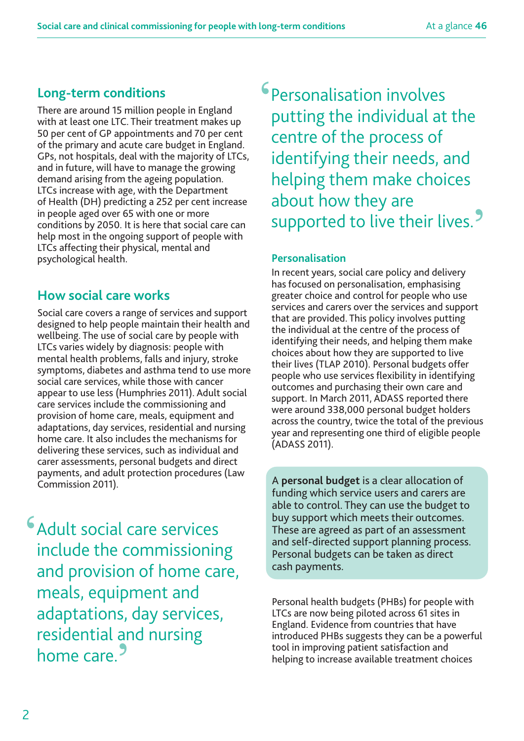## Long-term conditions

There are around 15 million people in England with at least one LTC. Their treatment makes up 50 per cent of GP appointments and 70 per cent of the primary and acute care budget in England. GPs, not hospitals, deal with the majority of LTCs, and in future, will have to manage the growing demand arising from the ageing population. LTCs increase with age, with the Department of Health (DH) predicting a 252 per cent increase in people aged over 65 with one or more conditions by 2050. It is here that social care can help most in the ongoing support of people with LTCs affecting their physical, mental and psychological health.

## How social care works

Social care covers a range of services and support designed to help people maintain their health and wellbeing. The use of social care by people with LTCs varies widely by diagnosis: people with mental health problems, falls and injury, stroke symptoms, diabetes and asthma tend to use more social care services, while those with cancer appear to use less (Humphries 2011). Adult social care services include the commissioning and provision of home care, meals, equipment and adaptations, day services, residential and nursing home care. It also includes the mechanisms for delivering these services, such as individual and carer assessments, personal budgets and direct payments, and adult protection procedures (Law Commission 2011).

> 'Adult social care services include the commissioning and provision of home care, meals, equipment and adaptations, day services, residential and nursing home care.'

> 'Personalisation involves putting the individual at the centre of the process of identifying their needs, and helping them make choices about how they are supported to live their lives.'

### Personalisation

In recent years, social care policy and delivery has focused on personalisation, emphasising greater choice and control for people who use services and carers over the services and support that are provided. This policy involves putting the individual at the centre of the process of identifying their needs, and helping them make choices about how they are supported to live their lives (TLAP 2010). Personal budgets offer people who use services flexibility in identifying outcomes and purchasing their own care and support. In March 2011, ADASS reported there were around 338,000 personal budget holders across the country, twice the total of the previous year and representing one third of eligible people (ADASS 2011).

A **personal budget** is a clear allocation of funding which service users and carers are able to control. They can use the budget to buy support which meets their outcomes. These are agreed as part of an assessment and self-directed support planning process. Personal budgets can be taken as direct cash payments.

Personal health budgets (PHBs) for people with LTCs are now being piloted across 61 sites in England. Evidence from countries that have introduced PHBs suggests they can be a powerful tool in improving patient satisfaction and helping to increase available treatment choices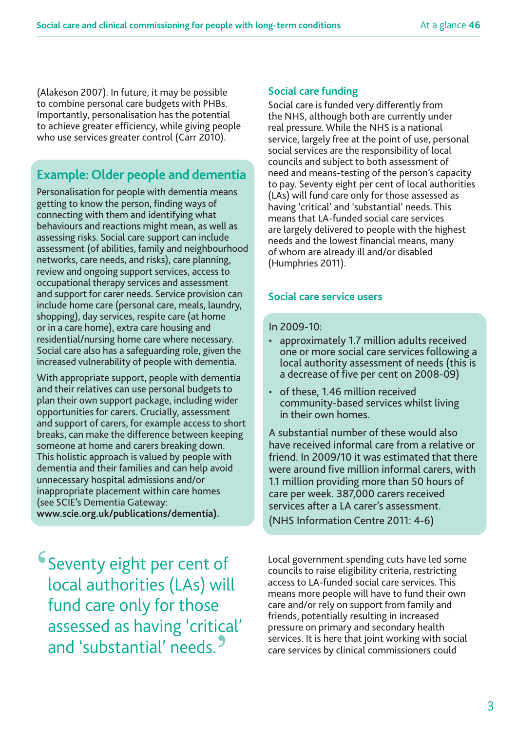(Alakeson 2007). In future, it may be possible to combine personal care budgets with PHBs. Importantly, personalisation has the potential to achieve greater efficiency, while giving people who use services greater control (Carr 2010).

## Example: Older people and dementia

Personalisation for people with dementia means getting to know the person, finding ways of connecting with them and identifying what behaviours and reactions might mean, as well as assessing risks. Social care support can include assessment (of abilities, family and neighbourhood networks, care needs, and risks), care planning, review and ongoing support services, access to occupational therapy services and assessment and support for carer needs. Service provision can include home care (personal care, meals, laundry, shopping), day services, respite care (at home or in a care home), extra care housing and residential/nursing home care where necessary. Social care also has a safeguarding role, given the increased vulnerability of people with dementia.

With appropriate support, people with dementia and their relatives can use personal budgets to plan their own support package, including wider opportunities for carers. Crucially, assessment and support of carers, for example access to short breaks, can make the difference between keeping someone at home and carers breaking down. This holistic approach is valued by people with dementia and their families and can help avoid unnecessary hospital admissions and/or inappropriate placement within care homes (see SCIE's Dementia Gateway: **www.scie.org.uk/publications/dementia).**

> 'Seventy eight per cent of local authorities (LAs) will fund care only for those assessed as having 'critical' and 'substantial' needs.'

## Social care funding

Social care is funded very differently from the NHS, although both are currently under real pressure. While the NHS is a national service, largely free at the point of use, personal social services are the responsibility of local councils and subject to both assessment of need and means-testing of the person's capacity to pay. Seventy eight per cent of local authorities (LAs) will fund care only for those assessed as having 'critical' and 'substantial' needs. This means that LA-funded social care services are largely delivered to people with the highest needs and the lowest financial means, many of whom are already ill and/or disabled (Humphries 2011).

## Social care service users

In 2009-10:

- approximately 1.7 million adults received one or more social care services following a local authority assessment of needs (this is a decrease of five per cent on 2008-09)
- of these, 1.46 million received community-based services whilst living in their own homes.

A substantial number of these would also have received informal care from a relative or friend. In 2009/10 it was estimated that there were around five million informal carers, with 1.1 million providing more than 50 hours of care per week. 387,000 carers received services after a LA carer's assessment.

(NHS Information Centre 2011: 4-6)

Local government spending cuts have led some councils to raise eligibility criteria, restricting access to LA-funded social care services. This means more people will have to fund their own care and/or rely on support from family and friends, potentially resulting in increased pressure on primary and secondary health services. It is here that joint working with social care services by clinical commissioners could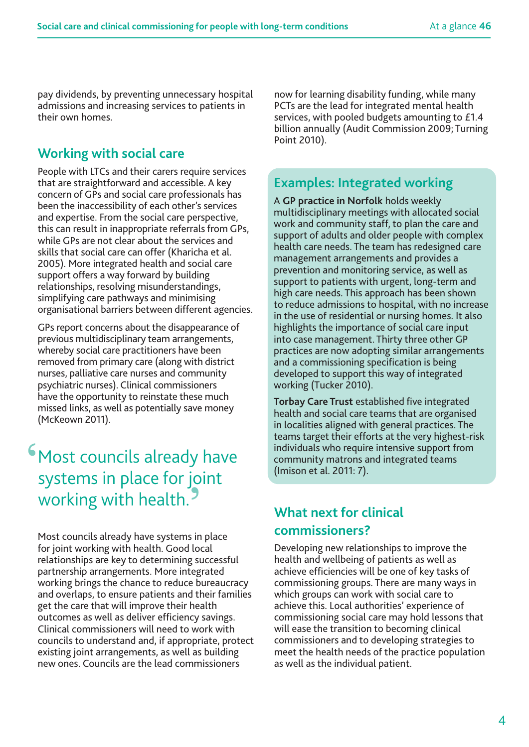pay dividends, by preventing unnecessary hospital admissions and increasing services to patients in their own homes.

## Working with social care

People with LTCs and their carers require services that are straightforward and accessible. A key concern of GPs and social care professionals has been the inaccessibility of each other's services and expertise. From the social care perspective, this can result in inappropriate referrals from GPs, while GPs are not clear about the services and skills that social care can offer (Kharicha et al. 2005). More integrated health and social care support offers a way forward by building relationships, resolving misunderstandings, simplifying care pathways and minimising organisational barriers between different agencies.

GPs report concerns about the disappearance of previous multidisciplinary team arrangements, whereby social care practitioners have been removed from primary care (along with district nurses, palliative care nurses and community psychiatric nurses). Clinical commissioners have the opportunity to reinstate these much missed links, as well as potentially save money (McKeown 2011).

> 'Most councils already have systems in place for joint working with health.'

Most councils already have systems in place for joint working with health. Good local relationships are key to determining successful partnership arrangements. More integrated working brings the chance to reduce bureaucracy and overlaps, to ensure patients and their families get the care that will improve their health outcomes as well as deliver efficiency savings. Clinical commissioners will need to work with councils to understand and, if appropriate, protect existing joint arrangements, as well as building new ones. Councils are the lead commissioners now for learning disability funding, while many PCTs are the lead for integrated mental health services, with pooled budgets amounting to £1.4 billion annually (Audit Commission 2009; Turning Point 2010).

### Examples: Integrated working

A **GP practice in Norfolk** holds weekly multidisciplinary meetings with allocated social work and community staff, to plan the care and support of adults and older people with complex health care needs. The team has redesigned care management arrangements and provides a prevention and monitoring service, as well as support to patients with urgent, long-term and high care needs. This approach has been shown to reduce admissions to hospital, with no increase in the use of residential or nursing homes. It also highlights the importance of social care input into case management. Thirty three other GP practices are now adopting similar arrangements and a commissioning specification is being developed to support this way of integrated working (Tucker 2010).

**Torbay Care Trust** established five integrated health and social care teams that are organised in localities aligned with general practices. The teams target their efforts at the very highest-risk individuals who require intensive support from community matrons and integrated teams (Imison et al. 2011: 7).

## What next for clinical commissioners?

Developing new relationships to improve the health and wellbeing of patients as well as achieve efficiencies will be one of key tasks of commissioning groups. There are many ways in which groups can work with social care to achieve this. Local authorities' experience of commissioning social care may hold lessons that will ease the transition to becoming clinical commissioners and to developing strategies to meet the health needs of the practice population as well as the individual patient.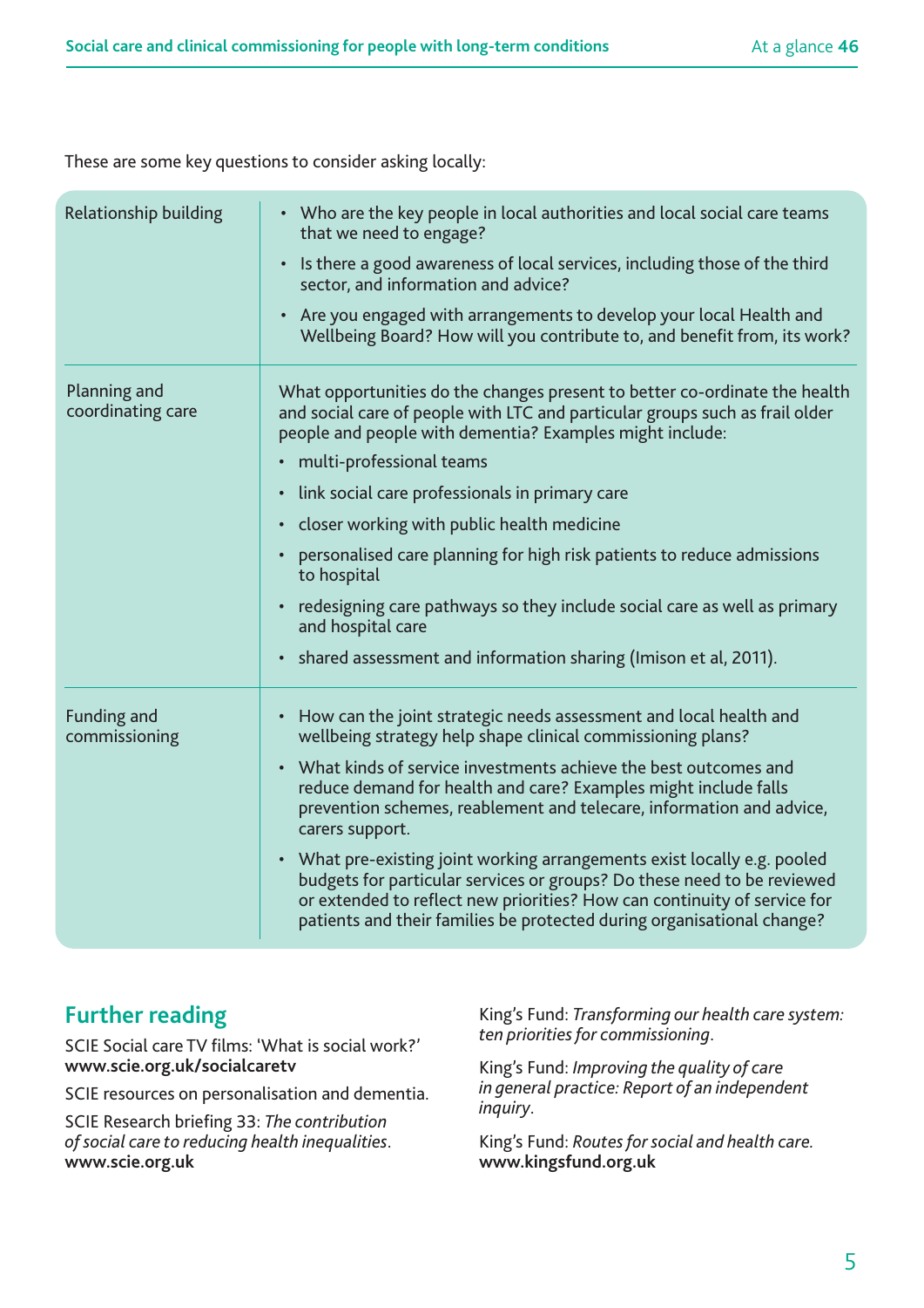These are some key questions to consider asking locally:

| | |
|---|---|
| Relationship building | • Who are the key people in local authorities and local social care teams that we need to engage?<br>• Is there a good awareness of local services, including those of the third sector, and information and advice?<br>• Are you engaged with arrangements to develop your local Health and Wellbeing Board? How will you contribute to, and benefit from, its work? |
| Planning and coordinating care | What opportunities do the changes present to better co-ordinate the health and social care of people with LTC and particular groups such as frail older people and people with dementia? Examples might include:<br>• multi-professional teams<br>• link social care professionals in primary care<br>• closer working with public health medicine<br>• personalised care planning for high risk patients to reduce admissions to hospital<br>• redesigning care pathways so they include social care as well as primary and hospital care<br>• shared assessment and information sharing (Imison et al, 2011). |
| Funding and commissioning | • How can the joint strategic needs assessment and local health and wellbeing strategy help shape clinical commissioning plans?<br>• What kinds of service investments achieve the best outcomes and reduce demand for health and care? Examples might include falls prevention schemes, reablement and telecare, information and advice, carers support.<br>• What pre-existing joint working arrangements exist locally e.g. pooled budgets for particular services or groups? Do these need to be reviewed or extended to reflect new priorities? How can continuity of service for patients and their families be protected during organisational change? |

## Further reading

SCIE Social care TV films: 'What is social work?'
**www.scie.org.uk/socialcaretv**

SCIE resources on personalisation and dementia.

SCIE Research briefing 33: *The contribution of social care to reducing health inequalities*.
**www.scie.org.uk**

King's Fund: *Transforming our health care system: ten priorities for commissioning*.

King's Fund: *Improving the quality of care in general practice: Report of an independent inquiry*.

King's Fund: *Routes for social and health care*.
**www.kingsfund.org.uk**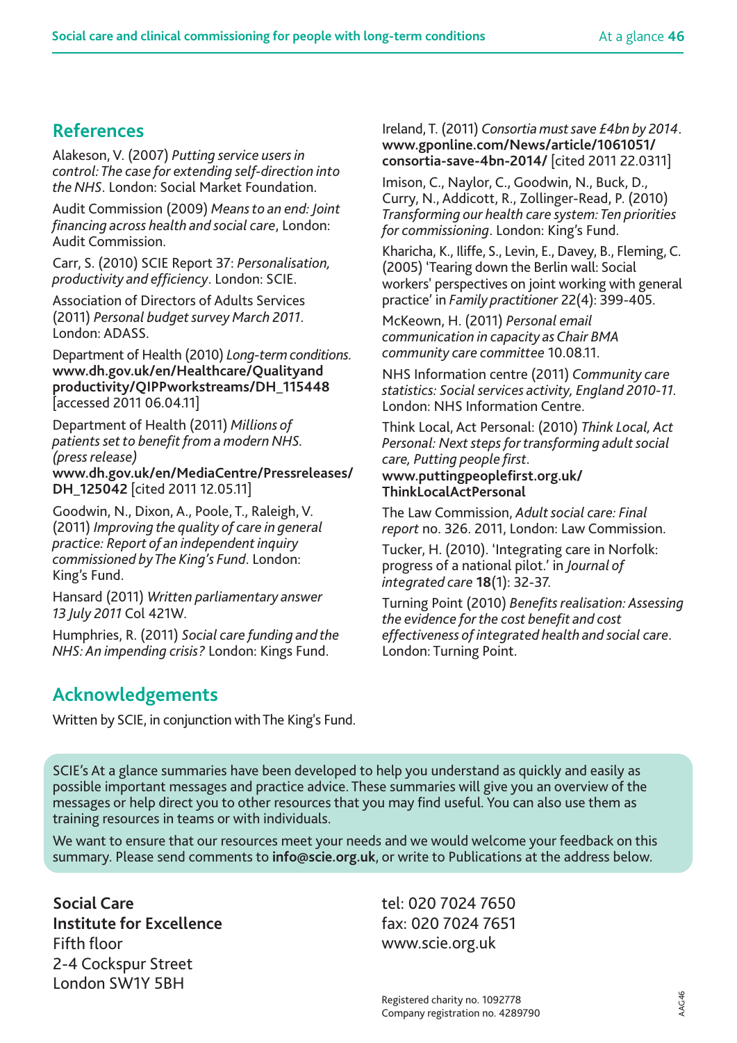## References

Alakeson, V. (2007) *Putting service users in control: The case for extending self-direction into the NHS*. London: Social Market Foundation.

Audit Commission (2009) *Means to an end: Joint financing across health and social care*, London: Audit Commission.

Carr, S. (2010) SCIE Report 37: *Personalisation, productivity and efficiency*. London: SCIE.

Association of Directors of Adults Services (2011) *Personal budget survey March 2011*. London: ADASS.

Department of Health (2010) *Long-term conditions*. **www.dh.gov.uk/en/Healthcare/Qualityand productivity/QIPPworkstreams/DH_115448** [accessed 2011 06.04.11]

Department of Health (2011) *Millions of patients set to benefit from a modern NHS. (press release)* **www.dh.gov.uk/en/MediaCentre/Pressreleases/DH_125042** [cited 2011 12.05.11]

Goodwin, N., Dixon, A., Poole, T., Raleigh, V. (2011) *Improving the quality of care in general practice: Report of an independent inquiry commissioned by The King's Fund*. London: King's Fund.

Hansard (2011) *Written parliamentary answer 13 July 2011* Col 421W.

Humphries, R. (2011) *Social care funding and the NHS: An impending crisis?* London: Kings Fund.

Ireland, T. (2011) *Consortia must save £4bn by 2014*. **www.gponline.com/News/article/1061051/consortia-save-4bn-2014/** [cited 2011 22.0311]

Imison, C., Naylor, C., Goodwin, N., Buck, D., Curry, N., Addicott, R., Zollinger-Read, P. (2010) *Transforming our health care system: Ten priorities for commissioning*. London: King's Fund.

Kharicha, K., Iliffe, S., Levin, E., Davey, B., Fleming, C. (2005) 'Tearing down the Berlin wall: Social workers' perspectives on joint working with general practice' in *Family practitioner* 22(4): 399-405.

McKeown, H. (2011) *Personal email communication in capacity as Chair BMA community care committee* 10.08.11.

NHS Information centre (2011) *Community care statistics: Social services activity, England 2010-11*. London: NHS Information Centre.

Think Local, Act Personal: (2010) *Think Local, Act Personal: Next steps for transforming adult social care, Putting people first*. **www.puttingpeoplefirst.org.uk/ThinkLocalActPersonal**

The Law Commission, *Adult social care: Final report* no. 326. 2011, London: Law Commission.

Tucker, H. (2010). 'Integrating care in Norfolk: progress of a national pilot.' in *Journal of integrated care* **18**(1): 32-37.

Turning Point (2010) *Benefits realisation: Assessing the evidence for the cost benefit and cost effectiveness of integrated health and social care*. London: Turning Point.

## Acknowledgements

Written by SCIE, in conjunction with The King's Fund.

SCIE's At a glance summaries have been developed to help you understand as quickly and easily as possible important messages and practice advice. These summaries will give you an overview of the messages or help direct you to other resources that you may find useful. You can also use them as training resources in teams or with individuals.

We want to ensure that our resources meet your needs and we would welcome your feedback on this summary. Please send comments to **info@scie.org.uk**, or write to Publications at the address below.

**Social Care Institute for Excellence**
Fifth floor
2-4 Cockspur Street
London SW1Y 5BH

tel: 020 7024 7650
fax: 020 7024 7651
www.scie.org.uk

Registered charity no. 1092778
Company registration no. 4289790

AAG46